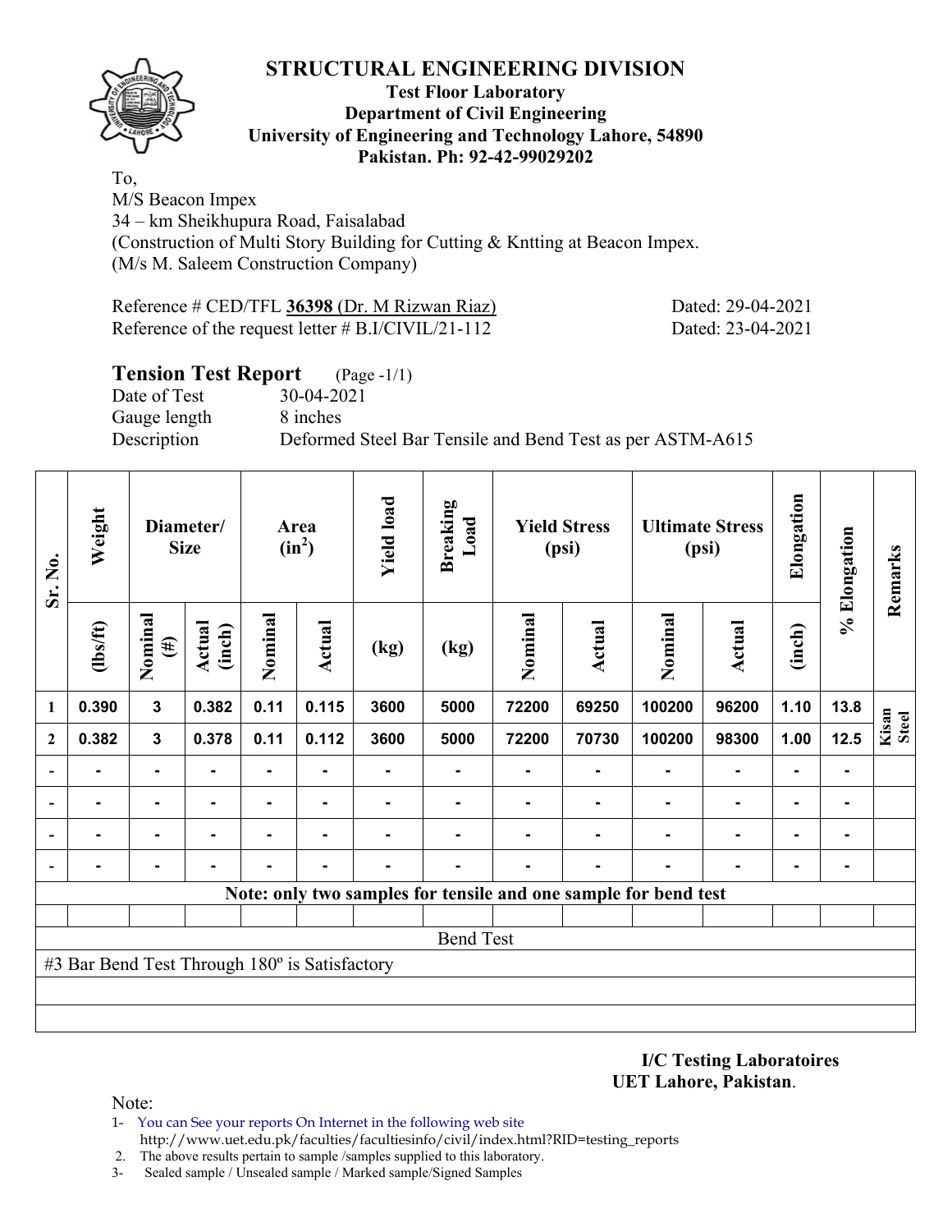# STRUCTURAL ENGINEERING DIVISION

**Test Floor Laboratory**
**Department of Civil Engineering**
**University of Engineering and Technology Lahore, 54890**
**Pakistan. Ph: 92-42-99029202**

To,
M/S Beacon Impex
34 – km Sheikhupura Road, Faisalabad
(Construction of Multi Story Building for Cutting & Kntting at Beacon Impex.
(M/s M. Saleem Construction Company)

Reference # CED/TFL **36398** (Dr. M Rizwan Riaz) Dated: 29-04-2021
Reference of the request letter # B.I/CIVIL/21-112 Dated: 23-04-2021

## Tension Test Report (Page -1/1)

Date of Test 30-04-2021
Gauge length 8 inches
Description Deformed Steel Bar Tensile and Bend Test as per ASTM-A615

| Sr. No. | Weight | Diameter/ Size | | Area ($in^2$) | | Yield load | Breaking Load | Yield Stress (psi) | | Ultimate Stress (psi) | | Elongation | % Elongation | Remarks |
|---|---|---|---|---|---|---|---|---|---|---|---|---|---|---|
| | (lbs/ft) | Nominal (#) | Actual (inch) | Nominal | Actual | (kg) | (kg) | Nominal | Actual | Nominal | Actual | (inch) | | |
| 1 | 0.390 | 3 | 0.382 | 0.11 | 0.115 | 3600 | 5000 | 72200 | 69250 | 100200 | 96200 | 1.10 | 13.8 | Kisan Steel |
| 2 | 0.382 | 3 | 0.378 | 0.11 | 0.112 | 3600 | 5000 | 72200 | 70730 | 100200 | 98300 | 1.00 | 12.5 | |
| - | - | - | - | - | - | - | - | - | - | - | - | - | - | |
| - | - | - | - | - | - | - | - | - | - | - | - | - | - | |
| - | - | - | - | - | - | - | - | - | - | - | - | - | - | |
| - | - | - | - | - | - | - | - | - | - | - | - | - | - | |

**Note: only two samples for tensile and one sample for bend test**

Bend Test

#3 Bar Bend Test Through 180º is Satisfactory

**I/C Testing Laboratoires**
**UET Lahore, Pakistan**.

Note:
1- You can See your reports On Internet in the following web site
http://www.uet.edu.pk/faculties/facultiesinfo/civil/index.html?RID=testing_reports
2. The above results pertain to sample /samples supplied to this laboratory.
3- Sealed sample / Unsealed sample / Marked sample/Signed Samples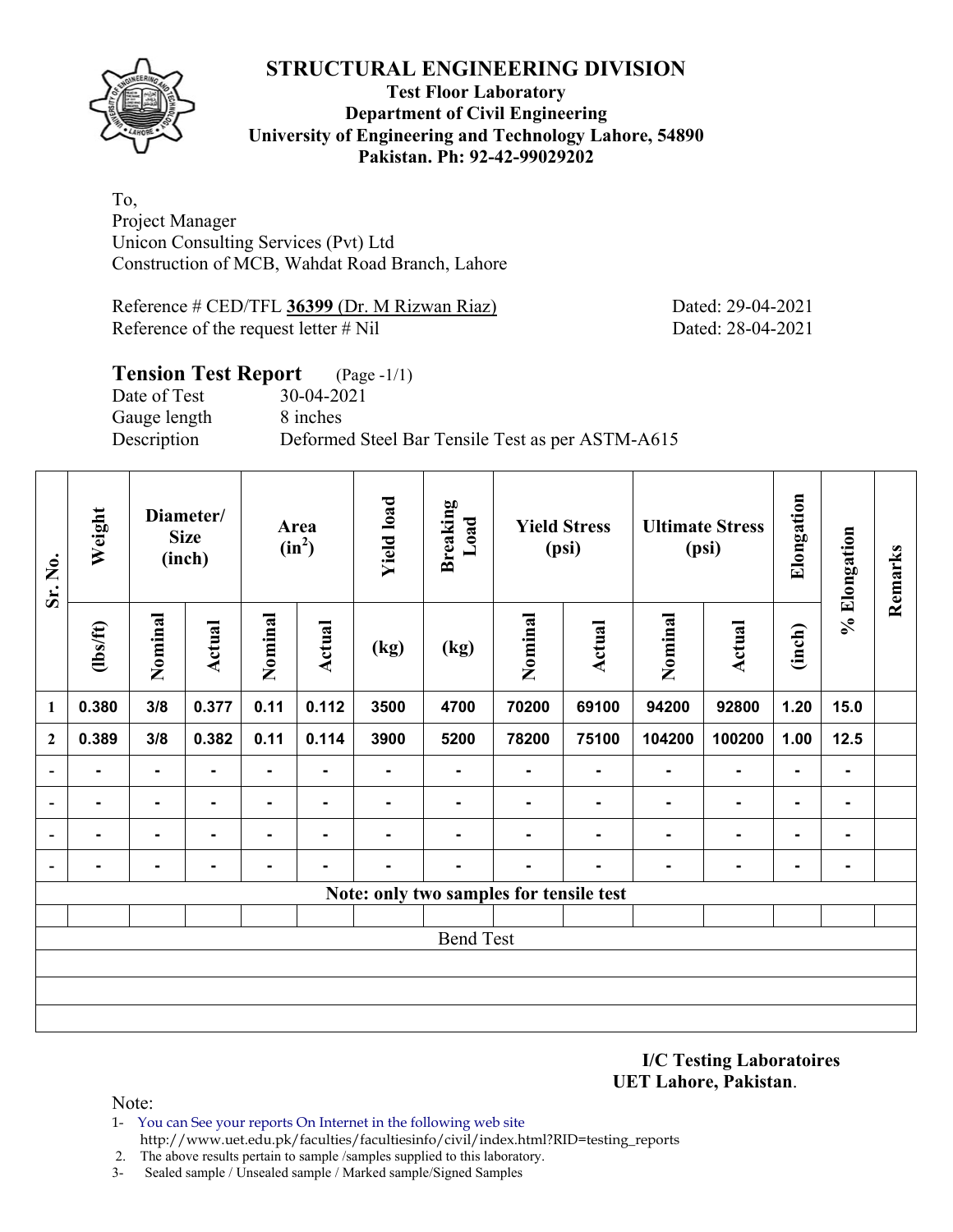# STRUCTURAL ENGINEERING DIVISION

**Test Floor Laboratory**
**Department of Civil Engineering**
**University of Engineering and Technology Lahore, 54890**
**Pakistan. Ph: 92-42-99029202**

To,
Project Manager
Unicon Consulting Services (Pvt) Ltd
Construction of MCB, Wahdat Road Branch, Lahore

Reference # CED/TFL **36399** (Dr. M Rizwan Riaz) Dated: 29-04-2021
Reference of the request letter # Nil Dated: 28-04-2021

## Tension Test Report (Page -1/1)

Date of Test 30-04-2021
Gauge length 8 inches
Description Deformed Steel Bar Tensile Test as per ASTM-A615

| Sr. No. | Weight | Diameter/ Size (inch) | | Area ($in^2$) | | Yield load | Breaking Load | Yield Stress (psi) | | Ultimate Stress (psi) | | Elongation | % Elongation | Remarks |
|---|---|---|---|---|---|---|---|---|---|---|---|---|---|---|
| | (lbs/ft) | Nominal | Actual | Nominal | Actual | (kg) | (kg) | Nominal | Actual | Nominal | Actual | (inch) | | |
| 1 | 0.380 | 3/8 | 0.377 | 0.11 | 0.112 | 3500 | 4700 | 70200 | 69100 | 94200 | 92800 | 1.20 | 15.0 | |
| 2 | 0.389 | 3/8 | 0.382 | 0.11 | 0.114 | 3900 | 5200 | 78200 | 75100 | 104200 | 100200 | 1.00 | 12.5 | |
| - | - | - | - | - | - | - | - | - | - | - | - | - | - | |
| - | - | - | - | - | - | - | - | - | - | - | - | - | - | |
| - | - | - | - | - | - | - | - | - | - | - | - | - | - | |
| - | - | - | - | - | - | - | - | - | - | - | - | - | - | |
| Note: only two samples for tensile test | | | | | | | | | | | | | | |
| | | | | | | | | | | | | | | |
| Bend Test | | | | | | | | | | | | | | |
| | | | | | | | | | | | | | | |
| | | | | | | | | | | | | | | |
| | | | | | | | | | | | | | | |

**I/C Testing Laboratoires**
**UET Lahore, Pakistan.**

Note:

1- You can See your reports On Internet in the following web site
http://www.uet.edu.pk/faculties/facultiesinfo/civil/index.html?RID=testing_reports
2. The above results pertain to sample /samples supplied to this laboratory.
3- Sealed sample / Unsealed sample / Marked sample/Signed Samples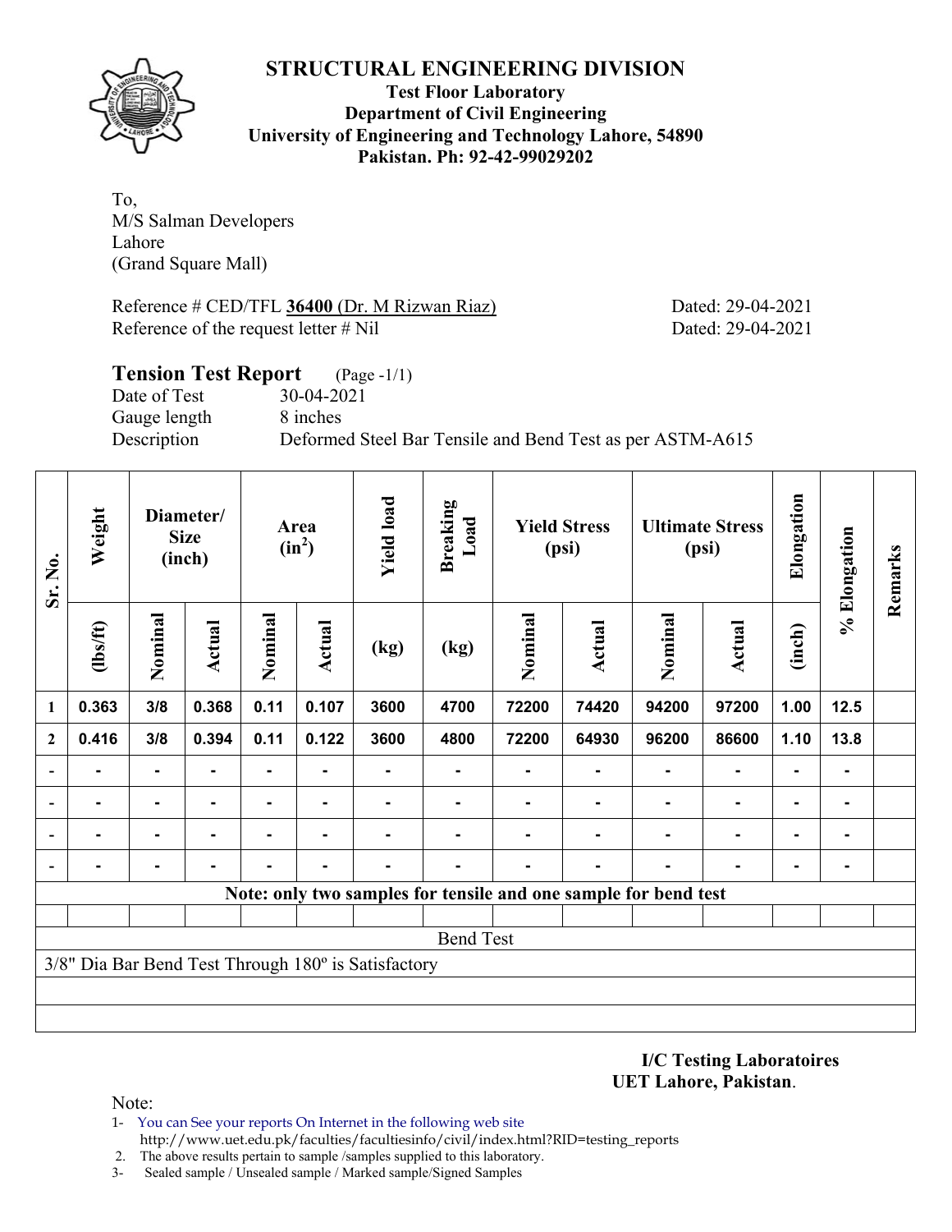# STRUCTURAL ENGINEERING DIVISION

**Test Floor Laboratory**
**Department of Civil Engineering**
**University of Engineering and Technology Lahore, 54890**
**Pakistan. Ph: 92-42-99029202**

To,
M/S Salman Developers
Lahore
(Grand Square Mall)

Reference # CED/TFL **36400** (Dr. M Rizwan Riaz) Dated: 29-04-2021
Reference of the request letter # Nil Dated: 29-04-2021

## Tension Test Report (Page -1/1)

Date of Test 30-04-2021
Gauge length 8 inches
Description Deformed Steel Bar Tensile and Bend Test as per ASTM-A615

| Sr. No. | Weight | Diameter/ Size (inch) | | Area ($in^2$) | | Yield load | Breaking Load | Yield Stress (psi) | | Ultimate Stress (psi) | | Elongation | % Elongation | Remarks |
|---|---|---|---|---|---|---|---|---|---|---|---|---|---|---|
| | (lbs/ft) | Nominal | Actual | Nominal | Actual | (kg) | (kg) | Nominal | Actual | Nominal | Actual | (inch) | | |
| 1 | 0.363 | 3/8 | 0.368 | 0.11 | 0.107 | 3600 | 4700 | 72200 | 74420 | 94200 | 97200 | 1.00 | 12.5 | |
| 2 | 0.416 | 3/8 | 0.394 | 0.11 | 0.122 | 3600 | 4800 | 72200 | 64930 | 96200 | 86600 | 1.10 | 13.8 | |
| - | - | - | - | - | - | - | - | - | - | - | - | - | - | |
| - | - | - | - | - | - | - | - | - | - | - | - | - | - | |
| - | - | - | - | - | - | - | - | - | - | - | - | - | - | |
| - | - | - | - | - | - | - | - | - | - | - | - | - | - | |

**Note: only two samples for tensile and one sample for bend test**

Bend Test

3/8" Dia Bar Bend Test Through 180º is Satisfactory

**I/C Testing Laboratoires**
**UET Lahore, Pakistan**.

Note:

1- You can See your reports On Internet in the following web site http://www.uet.edu.pk/faculties/facultiesinfo/civil/index.html?RID=testing_reports
2. The above results pertain to sample /samples supplied to this laboratory.
3- Sealed sample / Unsealed sample / Marked sample/Signed Samples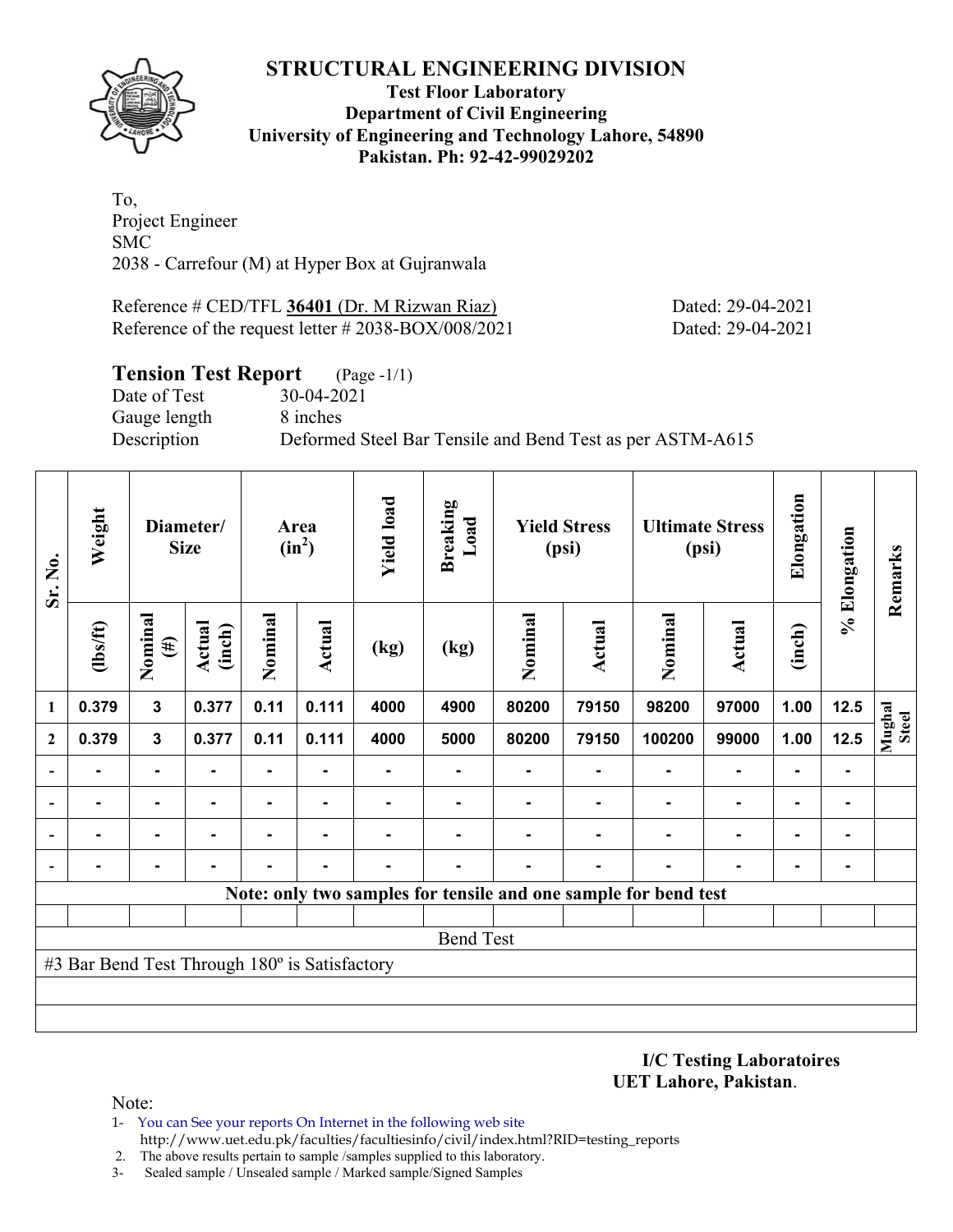# STRUCTURAL ENGINEERING DIVISION

**Test Floor Laboratory**
**Department of Civil Engineering**
**University of Engineering and Technology Lahore, 54890**
**Pakistan. Ph: 92-42-99029202**

To,
Project Engineer
SMC
2038 - Carrefour (M) at Hyper Box at Gujranwala

Reference # CED/TFL **36401** (Dr. M Rizwan Riaz) Dated: 29-04-2021
Reference of the request letter # 2038-BOX/008/2021 Dated: 29-04-2021

## Tension Test Report (Page -1/1)

Date of Test 30-04-2021
Gauge length 8 inches
Description Deformed Steel Bar Tensile and Bend Test as per ASTM-A615

| Sr. No. | Weight | Diameter/ Size | | Area ($in^2$) | | Yield load | Breaking Load | Yield Stress (psi) | | Ultimate Stress (psi) | | Elongation | % Elongation | Remarks |
|---|---|---|---|---|---|---|---|---|---|---|---|---|---|---|
| | (lbs/ft) | Nominal (#) | Actual (inch) | Nominal | Actual | (kg) | (kg) | Nominal | Actual | Nominal | Actual | (inch) | | |
| 1 | 0.379 | 3 | 0.377 | 0.11 | 0.111 | 4000 | 4900 | 80200 | 79150 | 98200 | 97000 | 1.00 | 12.5 | Mughal Steel |
| 2 | 0.379 | 3 | 0.377 | 0.11 | 0.111 | 4000 | 5000 | 80200 | 79150 | 100200 | 99000 | 1.00 | 12.5 | |
| - | - | - | - | - | - | - | - | - | - | - | - | - | - | |
| - | - | - | - | - | - | - | - | - | - | - | - | - | - | |
| - | - | - | - | - | - | - | - | - | - | - | - | - | - | |
| - | - | - | - | - | - | - | - | - | - | - | - | - | - | |

**Note: only two samples for tensile and one sample for bend test**

Bend Test

#3 Bar Bend Test Through 180º is Satisfactory

**I/C Testing Laboratoires**
**UET Lahore, Pakistan**.

Note:

1- You can See your reports On Internet in the following web site
http://www.uet.edu.pk/faculties/facultiesinfo/civil/index.html?RID=testing_reports
2. The above results pertain to sample /samples supplied to this laboratory.
3- Sealed sample / Unsealed sample / Marked sample/Signed Samples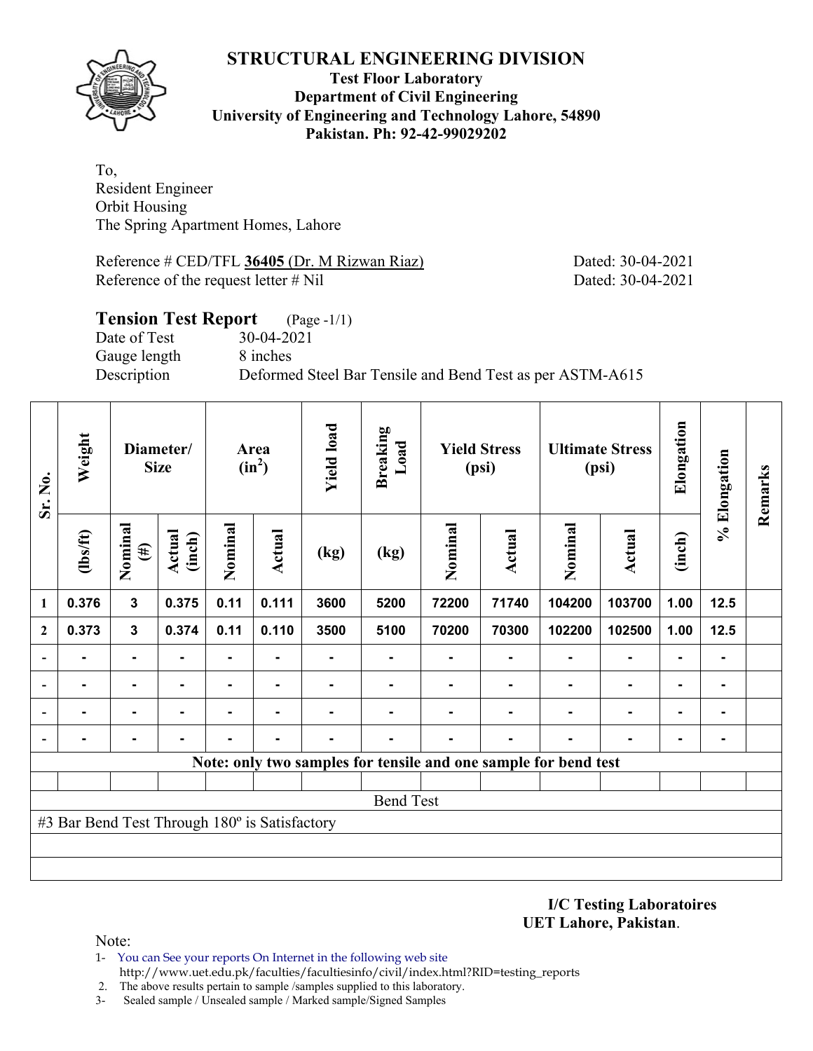# STRUCTURAL ENGINEERING DIVISION

**Test Floor Laboratory**
**Department of Civil Engineering**
**University of Engineering and Technology Lahore, 54890**
**Pakistan. Ph: 92-42-99029202**

To,
Resident Engineer
Orbit Housing
The Spring Apartment Homes, Lahore

Reference # CED/TFL **36405** (Dr. M Rizwan Riaz) Dated: 30-04-2021
Reference of the request letter # Nil Dated: 30-04-2021

## Tension Test Report (Page -1/1)

Date of Test 30-04-2021
Gauge length 8 inches
Description Deformed Steel Bar Tensile and Bend Test as per ASTM-A615

| Sr. No. | Weight | Diameter/ Size | | Area ($in^2$) | | Yield load | Breaking Load | Yield Stress (psi) | | Ultimate Stress (psi) | | Elongation | % Elongation | Remarks |
|---|---|---|---|---|---|---|---|---|---|---|---|---|---|---|
| | (lbs/ft) | Nominal (#) | Actual (inch) | Nominal | Actual | (kg) | (kg) | Nominal | Actual | Nominal | Actual | (inch) | | |
| 1 | 0.376 | 3 | 0.375 | 0.11 | 0.111 | 3600 | 5200 | 72200 | 71740 | 104200 | 103700 | 1.00 | 12.5 | |
| 2 | 0.373 | 3 | 0.374 | 0.11 | 0.110 | 3500 | 5100 | 70200 | 70300 | 102200 | 102500 | 1.00 | 12.5 | |
| - | - | - | - | - | - | - | - | - | - | - | - | - | - | |
| - | - | - | - | - | - | - | - | - | - | - | - | - | - | |
| - | - | - | - | - | - | - | - | - | - | - | - | - | - | |
| - | - | - | - | - | - | - | - | - | - | - | - | - | - | |

**Note: only two samples for tensile and one sample for bend test**

Bend Test

#3 Bar Bend Test Through 180º is Satisfactory

**I/C Testing Laboratoires**
**UET Lahore, Pakistan**.

Note:
1- You can See your reports On Internet in the following web site
http://www.uet.edu.pk/faculties/facultiesinfo/civil/index.html?RID=testing_reports
2. The above results pertain to sample /samples supplied to this laboratory.
3- Sealed sample / Unsealed sample / Marked sample/Signed Samples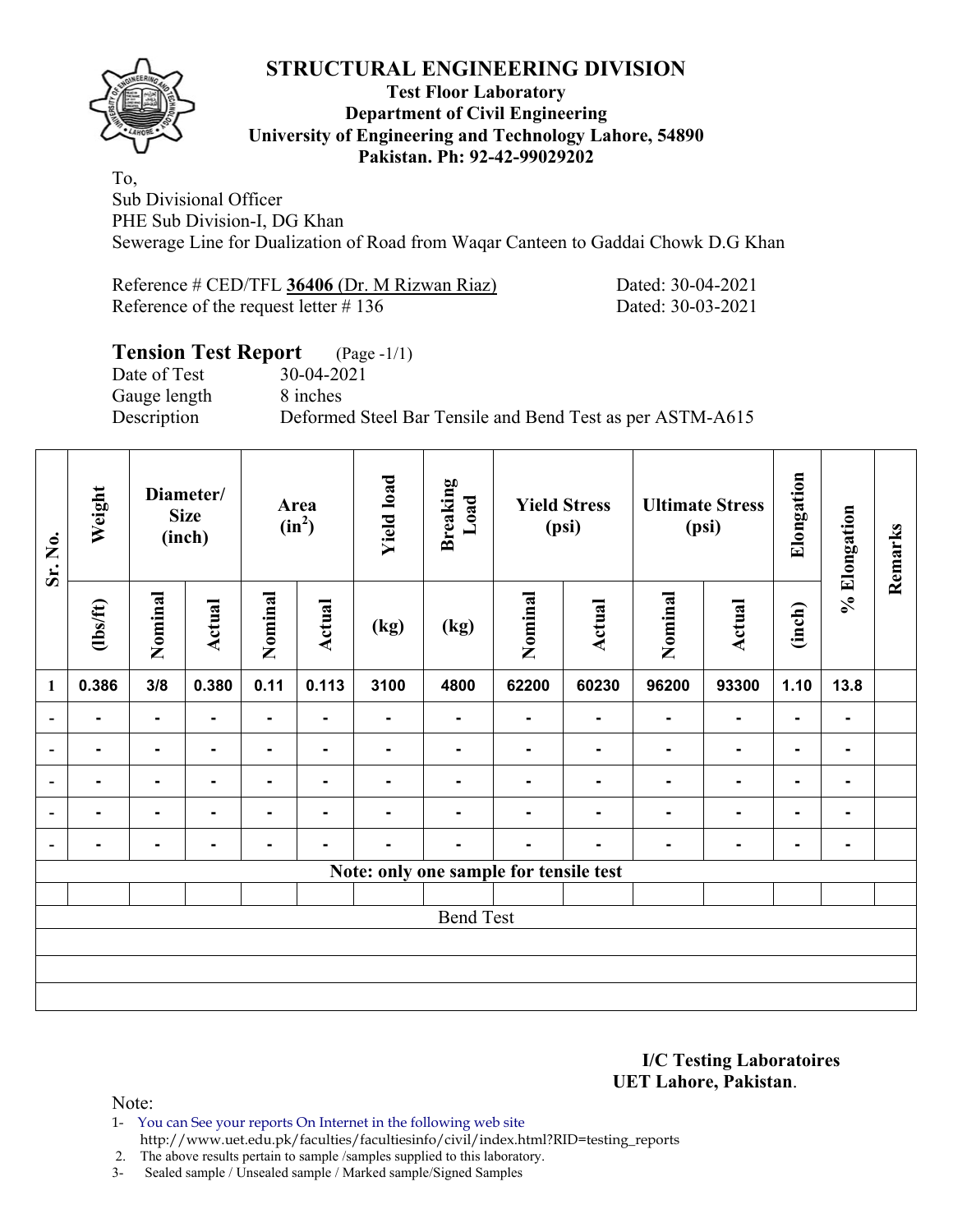# STRUCTURAL ENGINEERING DIVISION

**Test Floor Laboratory**
**Department of Civil Engineering**
**University of Engineering and Technology Lahore, 54890**
**Pakistan. Ph: 92-42-99029202**

To,
Sub Divisional Officer
PHE Sub Division-I, DG Khan
Sewerage Line for Dualization of Road from Waqar Canteen to Gaddai Chowk D.G Khan

Reference # CED/TFL **36406** (Dr. M Rizwan Riaz) Dated: 30-04-2021
Reference of the request letter # 136 Dated: 30-03-2021

## Tension Test Report (Page -1/1)

Date of Test 30-04-2021
Gauge length 8 inches
Description Deformed Steel Bar Tensile and Bend Test as per ASTM-A615

| Sr. No. | Weight | Diameter/ Size (inch) | | Area ($in^2$) | | Yield load | Breaking Load | Yield Stress (psi) | | Ultimate Stress (psi) | | Elongation | % Elongation | Remarks |
|---|---|---|---|---|---|---|---|---|---|---|---|---|---|---|
| | (lbs/ft) | Nominal | Actual | Nominal | Actual | (kg) | (kg) | Nominal | Actual | Nominal | Actual | (inch) | | |
| 1 | 0.386 | 3/8 | 0.380 | 0.11 | 0.113 | 3100 | 4800 | 62200 | 60230 | 96200 | 93300 | 1.10 | 13.8 | |
| - | - | - | - | - | - | - | - | - | - | - | - | - | - | |
| - | - | - | - | - | - | - | - | - | - | - | - | - | - | |
| - | - | - | - | - | - | - | - | - | - | - | - | - | - | |
| - | - | - | - | - | - | - | - | - | - | - | - | - | - | |
| - | - | - | - | - | - | - | - | - | - | - | - | - | - | |
| Note: only one sample for tensile test | | | | | | | | | | | | | | |
| | | | | | | | | | | | | | | |
| Bend Test | | | | | | | | | | | | | | |

**I/C Testing Laboratoires**
**UET Lahore, Pakistan**.

Note:
1- You can See your reports On Internet in the following web site
 http://www.uet.edu.pk/faculties/facultiesinfo/civil/index.html?RID=testing_reports
2. The above results pertain to sample /samples supplied to this laboratory.
3- Sealed sample / Unsealed sample / Marked sample/Signed Samples